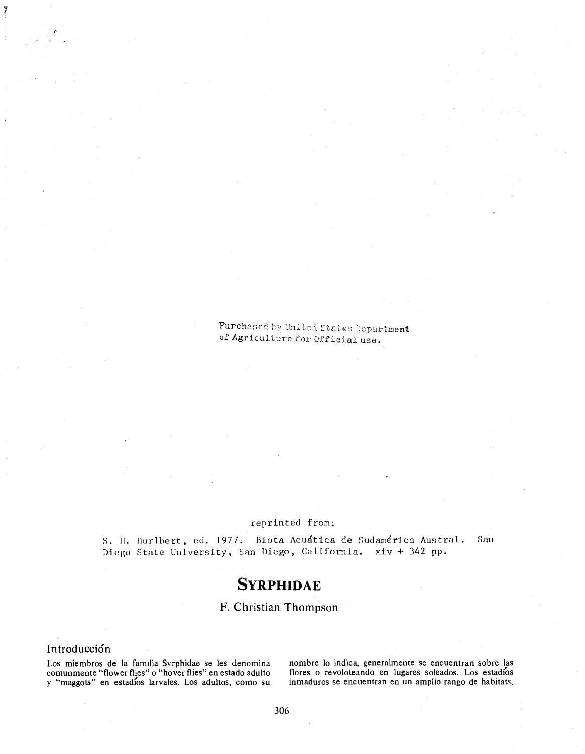Purchased by United States Department of Agriculture for Official use.

reprinted from:

S. H. Hurlbert, ed. 1977. Biota Acuática de Sudamérica Austral. San Diego State University, San Diego, California. xiv + 342 pp.

# SYRPHIDAE

F. Christian Thompson

## Introducción

Los miembros de la familia Syrphidae se les denomina comunnmente "flower flies" o "hover flies" en estado adulto y "maggots" en estadíos larvales. Los adultos, como su nombre lo indica, generalmente se encuentran sobre las flores o revoloteando en lugares soleados. Los estadíos inmaduros se encuentran en un amplio rango de habitats,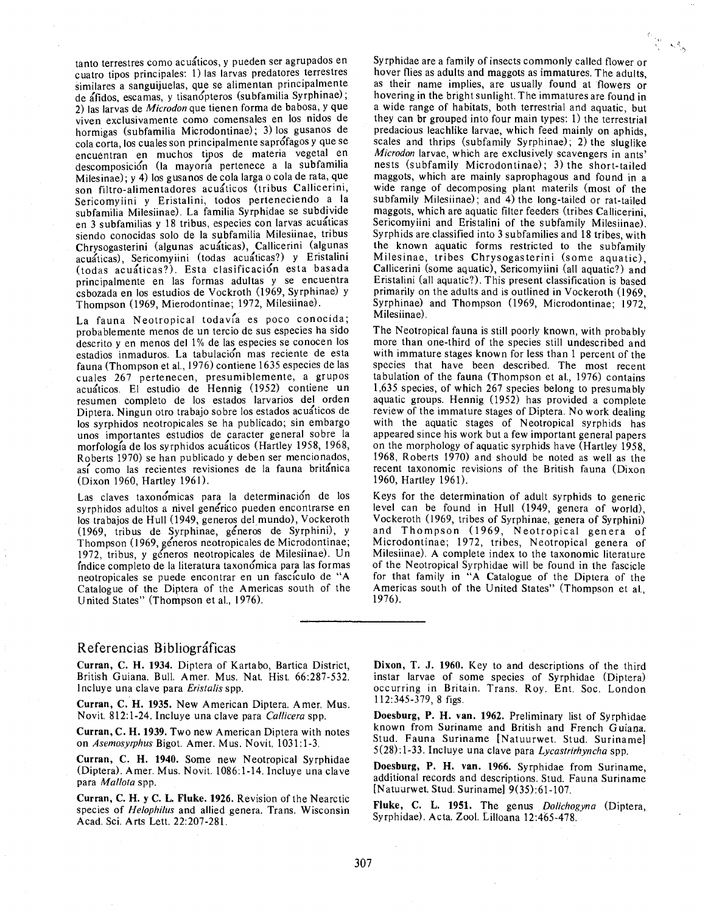tanto terrestres como acuáticos, y pueden ser agrupados en cuatro tipos principales: 1) las larvas predatores terrestres similares a sanguijuelas, que se alimentan principalmente de áfidos, escamas, y tisanópteros (subfamilia Syrphinae); 2) las larvas de *Microdon* que tienen forma de babosa, y que viven exclusivamente como comensales en los nidos de hormigas (subfamilia Microdontinae); 3) los gusanos de cola corta, los cuales son principalmente saprófagos y que se encuentran en muchos tipos de materia vegetal en descomposición (la mayoría pertenece a la subfamilia Milesinae); y 4) los gusanos de cola larga o cola de rata, que son filtro-alimentadores acuáticos (tribus Callicerini, Sericomyiini y Eristalini, todos perteneciendo a la subfamilia Milesiinae). La familia Syrphidae se subdivide en 3 subfamilias y 18 tribus, especies con larvas acuáticas siendo conocidas solo de la subfamilia Milesiinae, tribus Chrysogasterini (algunas acuáticas), Callicerini (algunas acuáticas?), Sericomyiini (todas acuáticas?) y Eristalini (todas acuáticas?). Esta clasificación esta basada principalmente en las formas adultas y se encuentra esbozada en los estudios de Vockeroth (1969, Syrphinae) y Thompson (1969, Mierodontinae; 1972, Milesiinae).

La fauna Neotropical todavía es poco conocida; probablemente menos de un tercio de sus especies ha sido descrito y en menos del 1% de las especies se conocen los estadios inmaduros. La tabulación mas reciente de esta fauna (Thompson et al., 1976) contiene 1635 especies de las cuales 267 pertenecen, presumiblemente, a grupos acuáticos. El estudio de Hennig (1952) contiene un resumen completo de los estados larvarios del orden Diptera. Ningun otro trabajo sobre los estados acuáticos de los syrphidos neotropicales se ha publicado; sin embargo unos importantes estudios de caracter general sobre la morfología de los syrphidos acuáticos (Hartley 1958, 1968, Roberts 1970) se han publicado y deben ser mencionados, así como las recientes revisiones de la fauna británica (Dixon 1960, Hartley 1961).

Las claves taxonómicas para la determinación de los syrphidos adultos a nivel genérico pueden encontrarse en los trabajos de Hull (1949, generos del mundo), Vockeroth (1969, tribus de Syrphinae, géneros de Syrphini), y Thompson (1969, géneros neotropicales de Microdontinae; 1972, tribus, y géneros neotropicales de Milesiinae). Un índice completo de la literatura taxonómica para las formas neotropicales se puede encontrar en un fascículo de "A Catalogue of the Diptera of the Americas south of the United States" (Thompson et al., 1976).

Syrphidae are a family of insects commonly called flower or hover flies as adults and maggots as immatures. The adults, as their name implies, are usually found at flowers or hovering in the bright sunlight. The immatures are found in a wide range of habitats, both terrestrial and aquatic, but they can br grouped into four main types: 1) the terrestrial predacious leachlike larvae, which feed mainly on aphids, scales and thrips (subfamily Syrphinae); 2) the sluglike *Microdon* larvae, which are exclusively scavengers in ants' nests (subfamily Microdontinae); 3) the short-tailed maggots, which are mainly saprophagous and found in a wide range of decomposing plant materils (most of the subfamily Milesiinae); and 4) the long-tailed or rat-tailed maggots, which are aquatic filter feeders (tribes Callicerini, Sericomyiini and Eristalini of the subfamily Milesiinae). Syrphids are classified into 3 subfamilies and 18 tribes, with the known aquatic forms restricted to the subfamily Milesinae, tribes Chrysogasterini (some aquatic), Callicerini (some aquatic), Sericomyiini (all aquatic?) and Eristalini (all aquatic?). This present classification is based primarily on the adults and is outlined in Vockeroth (1969, Syrphinae) and Thompson (1969, Microdontinae; 1972, Milesiinae).

The Neotropical fauna is still poorly known, with probably more than one-third of the species still undescribed and with immature stages known for less than 1 percent of the species that have been described. The most recent tabulation of the fauna (Thompson et al., 1976) contains 1,635 species, of which 267 species belong to presumably aquatic groups. Hennig (1952) has provided a complete review of the immature stages of Diptera. No work dealing with the aquatic stages of Neotropical syrphids has appeared since his work but a few important general papers on the morphology of aquatic syrphids have (Hartley 1958, 1968, Roberts 1970) and should be noted as well as the recent taxonomic revisions of the British fauna (Dixon 1960, Hartley 1961).

Keys for the determination of adult syrphids to generic level can be found in Hull (1949, genera of world), Vockeroth (1969, tribes of Syrphinae, genera of Syrphini) and Thompson (1969, Neotropical genera of Microdontinae; 1972, tribes, Neotropical genera of Milesiinae). A complete index to the taxonomic literature of the Neotropical Syrphidae will be found in the fascicle for that family in "A Catalogue of the Diptera of the Americas south of the United States" (Thompson et al., 1976).

## Referencias Bibliográficas

**Curran, C. H. 1934.** Diptera of Kartabo, Bartica District, British Guiana. Bull. Amer. Mus. Nat. Hist. 66:287-532. Incluye una clave para *Eristalis* spp.

**Curran, C. H. 1935.** New American Diptera. Amer. Mus. Novit. 812:1-24. Incluye una clave para *Callicera* spp.

**Curran, C. H. 1939.** Two new American Diptera with notes on *Asemosyrphus* Bigot. Amer. Mus. Novit. 1031:1-3.

**Curran, C. H. 1940.** Some new Neotropical Syrphidae (Diptera). Amer. Mus. Novit. 1086:1-14. Incluye una clave para *Mallota* spp.

**Curran, C. H. y C. L. Fluke. 1926.** Revision of the Nearctic species of *Helophilus* and allied genera. Trans. Wisconsin Acad. Sci. Arts Lett. 22:207-281.

**Dixon, T. J. 1960.** Key to and descriptions of the third instar larvae of some species of Syrphidae (Diptera) occurring in Britain. Trans. Roy. Ent. Soc. London 112:345-379, 8 figs.

**Doesburg, P. H. van. 1962.** Preliminary list of Syrphidae known from Suriname and British and French Guiana. Stud. Fauna Suriname [Natuurwet. Stud. Suriname] 5(28):1-33. Incluye una clave para *Lycastrirhyncha* spp.

**Doesburg, P. H. van. 1966.** Syrphidae from Suriname, additional records and descriptions. Stud. Fauna Suriname [Natuurwet. Stud. Suriname] 9(35):61-107.

**Fluke, C. L. 1951.** The genus *Dolichogyna* (Diptera, Syrphidae). Acta. Zool. Lilloana 12:465-478.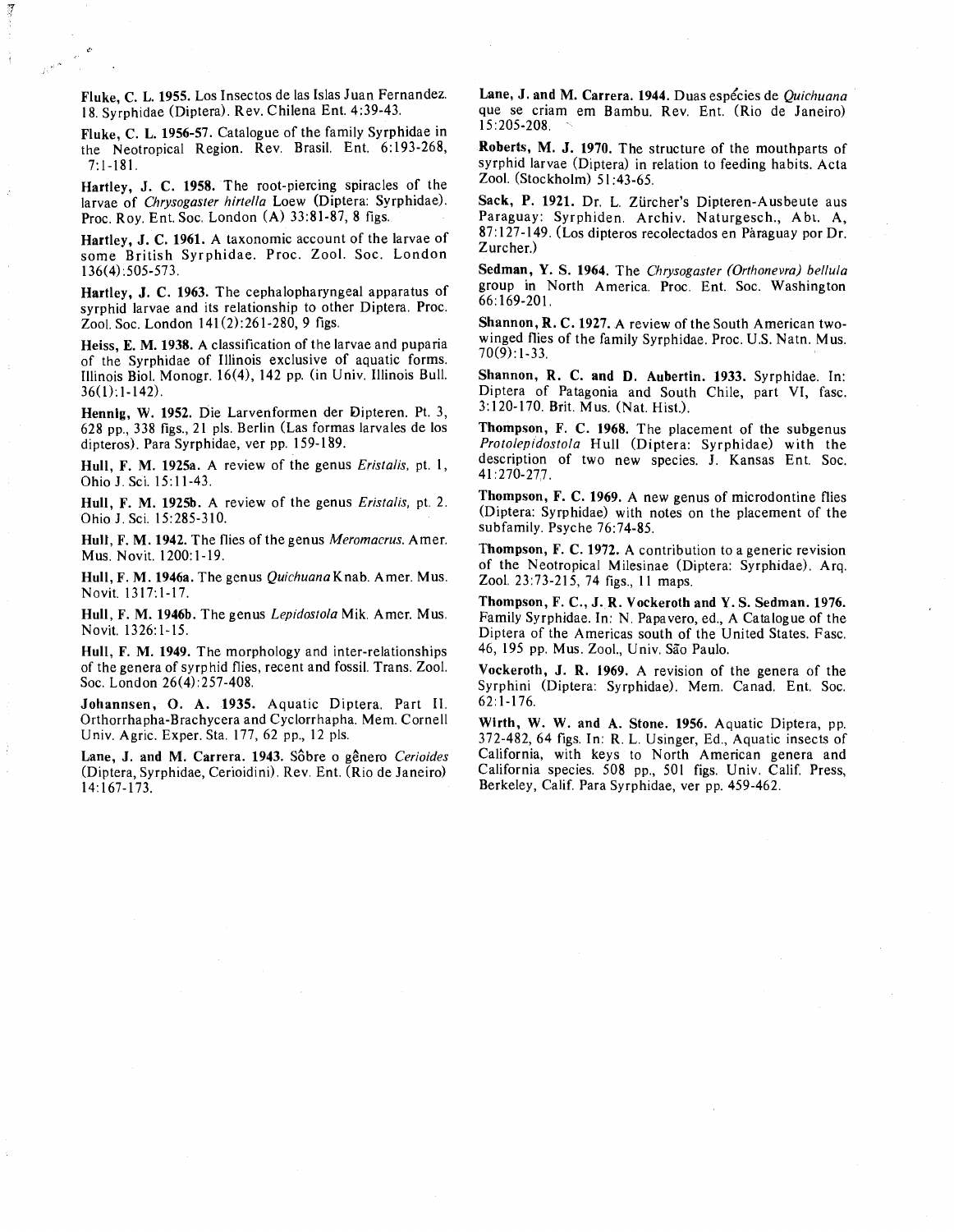**Fluke, C. L. 1955.** Los Insectos de las Islas Juan Fernandez. 18. Syrphidae (Diptera). Rev. Chilena Ent. 4:39-43.

**Fluke, C. L. 1956-57.** Catalogue of the family Syrphidae in the Neotropical Region. Rev. Brasil. Ent. 6:193-268, 7:1-181.

**Hartley, J. C. 1958.** The root-piercing spiracles of the larvae of *Chrysogaster hirtella* Loew (Diptera: Syrphidae). Proc. Roy. Ent. Soc. London (A) 33:81-87, 8 figs.

**Hartley, J. C. 1961.** A taxonomic account of the larvae of some British Syrphidae. Proc. Zool. Soc. London 136(4):505-573.

**Hartley, J. C. 1963.** The cephalopharyngeal apparatus of syrphid larvae and its relationship to other Diptera. Proc. Zool. Soc. London 141(2):261-280, 9 figs.

**Heiss, E. M. 1938.** A classification of the larvae and puparia of the Syrphidae of Illinois exclusive of aquatic forms. Illinois Biol. Monogr. 16(4), 142 pp. (in Univ. Illinois Bull. 36(1):1-142).

**Hennig, W. 1952.** Die Larvenformen der Dipteren. Pt. 3, 628 pp., 338 figs., 21 pls. Berlin (Las formas larvales de los dipteros). Para Syrphidae, ver pp. 159-189.

**Hull, F. M. 1925a.** A review of the genus *Eristalis*, pt. 1, Ohio J. Sci. 15:11-43.

**Hull, F. M. 1925b.** A review of the genus *Eristalis*, pt. 2. Ohio J. Sci. 15:285-310.

**Hull, F. M. 1942.** The flies of the genus *Meromacrus*. Amer. Mus. Novit. 1200:1-19.

**Hull, F. M. 1946a.** The genus *Quichuana* Knab. Amer. Mus. Novit. 1317:1-17.

**Hull, F. M. 1946b.** The genus *Lepidostola* Mik. Amer. Mus. Novit. 1326:1-15.

**Hull, F. M. 1949.** The morphology and inter-relationships of the genera of syrphid flies, recent and fossil. Trans. Zool. Soc. London 26(4):257-408.

**Johannsen, O. A. 1935.** Aquatic Diptera. Part II. Orthorrhapha-Brachycera and Cyclorrhapha. Mem. Cornell Univ. Agric. Exper. Sta. 177, 62 pp., 12 pls.

**Lane, J. and M. Carrera. 1943.** Sôbre o gênero *Cerioides* (Diptera, Syrphidae, Cerioidini). Rev. Ent. (Rio de Janeiro) 14:167-173.

**Lane, J. and M. Carrera. 1944.** Duas espécies de *Quichuana* que se criam em Bambu. Rev. Ent. (Rio de Janeiro) 15:205-208.

**Roberts, M. J. 1970.** The structure of the mouthparts of syrphid larvae (Diptera) in relation to feeding habits. Acta Zool. (Stockholm) 51:43-65.

**Sack, P. 1921.** Dr. L. Zürcher's Dipteren-Ausbeute aus Paraguay: Syrphiden. Archiv. Naturgesch., Abt. A, 87:127-149. (Los dipteros recolectados en Paraguay por Dr. Zurcher.)

**Sedman, Y. S. 1964.** The *Chrysogaster (Orthonevra) bellula* group in North America. Proc. Ent. Soc. Washington 66:169-201.

**Shannon, R. C. 1927.** A review of the South American two-winged flies of the family Syrphidae. Proc. U.S. Natn. Mus. 70(9):1-33.

**Shannon, R. C. and D. Aubertin. 1933.** Syrphidae. In: Diptera of Patagonia and South Chile, part VI, fasc. 3:120-170. Brit. Mus. (Nat. Hist.).

**Thompson, F. C. 1968.** The placement of the subgenus *Protolepidostola* Hull (Diptera: Syrphidae) with the description of two new species. J. Kansas Ent. Soc. 41:270-277.

**Thompson, F. C. 1969.** A new genus of microdontine flies (Diptera: Syrphidae) with notes on the placement of the subfamily. Psyche 76:74-85.

**Thompson, F. C. 1972.** A contribution to a generic revision of the Neotropical Milesinae (Diptera: Syrphidae). Arq. Zool. 23:73-215, 74 figs., 11 maps.

**Thompson, F. C., J. R. Vockeroth and Y. S. Sedman. 1976.** Family Syrphidae. In: N. Papavero, ed., A Catalogue of the Diptera of the Americas south of the United States. Fasc. 46, 195 pp. Mus. Zool., Univ. São Paulo.

**Vockeroth, J. R. 1969.** A revision of the genera of the Syrphini (Diptera: Syrphidae). Mem. Canad. Ent. Soc. 62:1-176.

**Wirth, W. W. and A. Stone. 1956.** Aquatic Diptera, pp. 372-482, 64 figs. In: R. L. Usinger, Ed., Aquatic insects of California, with keys to North American genera and California species. 508 pp., 501 figs. Univ. Calif. Press, Berkeley, Calif. Para Syrphidae, ver pp. 459-462.